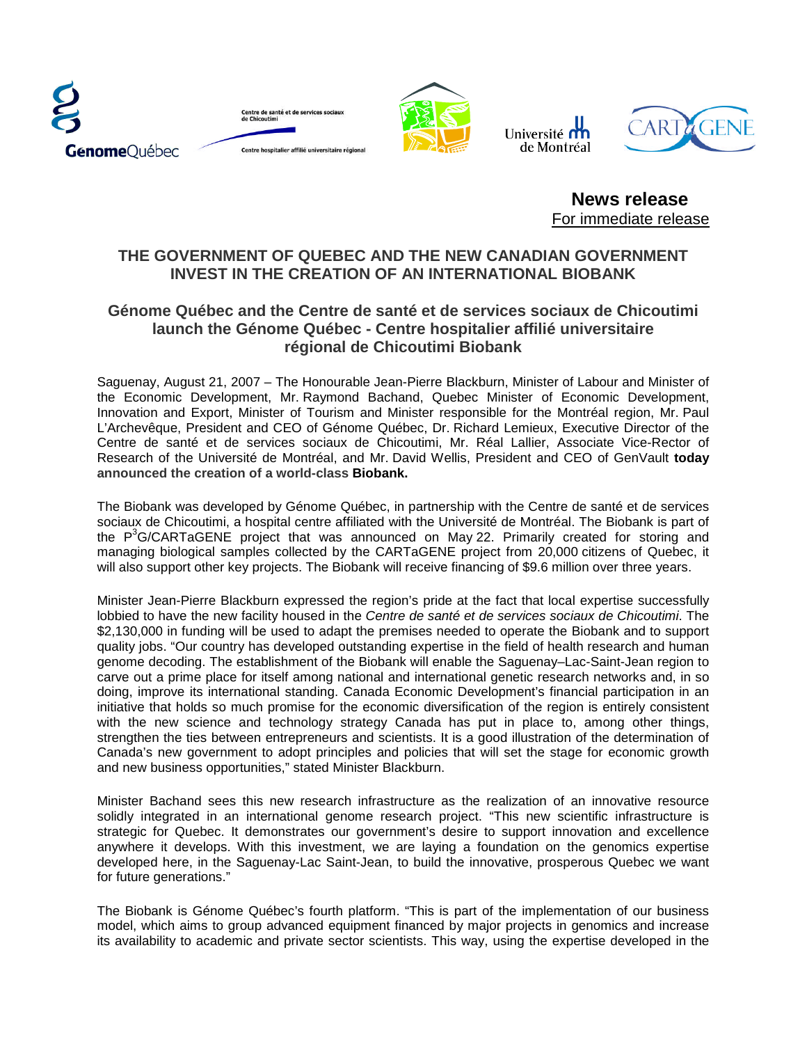**News release**
For immediate release

## THE GOVERNMENT OF QUEBEC AND THE NEW CANADIAN GOVERNMENT INVEST IN THE CREATION OF AN INTERNATIONAL BIOBANK

### Génome Québec and the Centre de santé et de services sociaux de Chicoutimi launch the Génome Québec - Centre hospitalier affilié universitaire régional de Chicoutimi Biobank

Saguenay, August 21, 2007 – The Honourable Jean-Pierre Blackburn, Minister of Labour and Minister of the Economic Development, Mr. Raymond Bachand, Quebec Minister of Economic Development, Innovation and Export, Minister of Tourism and Minister responsible for the Montréal region, Mr. Paul L'Archevêque, President and CEO of Génome Québec, Dr. Richard Lemieux, Executive Director of the Centre de santé et de services sociaux de Chicoutimi, Mr. Réal Lallier, Associate Vice-Rector of Research of the Université de Montréal, and Mr. David Wellis, President and CEO of GenVault **today announced the creation of a world-class Biobank.**

The Biobank was developed by Génome Québec, in partnership with the Centre de santé et de services sociaux de Chicoutimi, a hospital centre affiliated with the Université de Montréal. The Biobank is part of the P$^3$G/CARTaGENE project that was announced on May 22. Primarily created for storing and managing biological samples collected by the CARTaGENE project from 20,000 citizens of Quebec, it will also support other key projects. The Biobank will receive financing of $9.6 million over three years.

Minister Jean-Pierre Blackburn expressed the region's pride at the fact that local expertise successfully lobbied to have the new facility housed in the *Centre de santé et de services sociaux de Chicoutimi*. The $2,130,000 in funding will be used to adapt the premises needed to operate the Biobank and to support quality jobs. "Our country has developed outstanding expertise in the field of health research and human genome decoding. The establishment of the Biobank will enable the Saguenay–Lac-Saint-Jean region to carve out a prime place for itself among national and international genetic research networks and, in so doing, improve its international standing. Canada Economic Development's financial participation in an initiative that holds so much promise for the economic diversification of the region is entirely consistent with the new science and technology strategy Canada has put in place to, among other things, strengthen the ties between entrepreneurs and scientists. It is a good illustration of the determination of Canada's new government to adopt principles and policies that will set the stage for economic growth and new business opportunities," stated Minister Blackburn.

Minister Bachand sees this new research infrastructure as the realization of an innovative resource solidly integrated in an international genome research project. "This new scientific infrastructure is strategic for Quebec. It demonstrates our government's desire to support innovation and excellence anywhere it develops. With this investment, we are laying a foundation on the genomics expertise developed here, in the Saguenay-Lac Saint-Jean, to build the innovative, prosperous Quebec we want for future generations."

The Biobank is Génome Québec's fourth platform. "This is part of the implementation of our business model, which aims to group advanced equipment financed by major projects in genomics and increase its availability to academic and private sector scientists. This way, using the expertise developed in the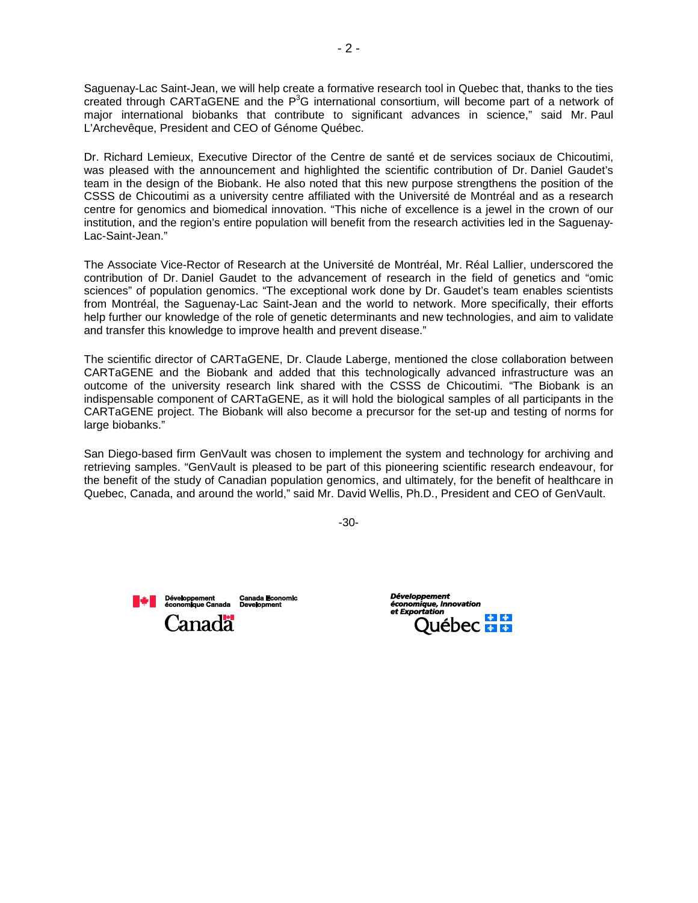Saguenay-Lac Saint-Jean, we will help create a formative research tool in Quebec that, thanks to the ties created through CARTaGENE and the $P^3G$ international consortium, will become part of a network of major international biobanks that contribute to significant advances in science," said Mr. Paul L'Archevêque, President and CEO of Génome Québec.

Dr. Richard Lemieux, Executive Director of the Centre de santé et de services sociaux de Chicoutimi, was pleased with the announcement and highlighted the scientific contribution of Dr. Daniel Gaudet's team in the design of the Biobank. He also noted that this new purpose strengthens the position of the CSSS de Chicoutimi as a university centre affiliated with the Université de Montréal and as a research centre for genomics and biomedical innovation. "This niche of excellence is a jewel in the crown of our institution, and the region's entire population will benefit from the research activities led in the Saguenay-Lac-Saint-Jean."

The Associate Vice-Rector of Research at the Université de Montréal, Mr. Réal Lallier, underscored the contribution of Dr. Daniel Gaudet to the advancement of research in the field of genetics and "omic sciences" of population genomics. "The exceptional work done by Dr. Gaudet's team enables scientists from Montréal, the Saguenay-Lac Saint-Jean and the world to network. More specifically, their efforts help further our knowledge of the role of genetic determinants and new technologies, and aim to validate and transfer this knowledge to improve health and prevent disease."

The scientific director of CARTaGENE, Dr. Claude Laberge, mentioned the close collaboration between CARTaGENE and the Biobank and added that this technologically advanced infrastructure was an outcome of the university research link shared with the CSSS de Chicoutimi. "The Biobank is an indispensable component of CARTaGENE, as it will hold the biological samples of all participants in the CARTaGENE project. The Biobank will also become a precursor for the set-up and testing of norms for large biobanks."

San Diego-based firm GenVault was chosen to implement the system and technology for archiving and retrieving samples. "GenVault is pleased to be part of this pioneering scientific research endeavour, for the benefit of the study of Canadian population genomics, and ultimately, for the benefit of healthcare in Quebec, Canada, and around the world," said Mr. David Wellis, Ph.D., President and CEO of GenVault.

-30-

Développement économique Canada | Canada Economic Development

Canada

Développement économique, Innovation et Exportation

Québec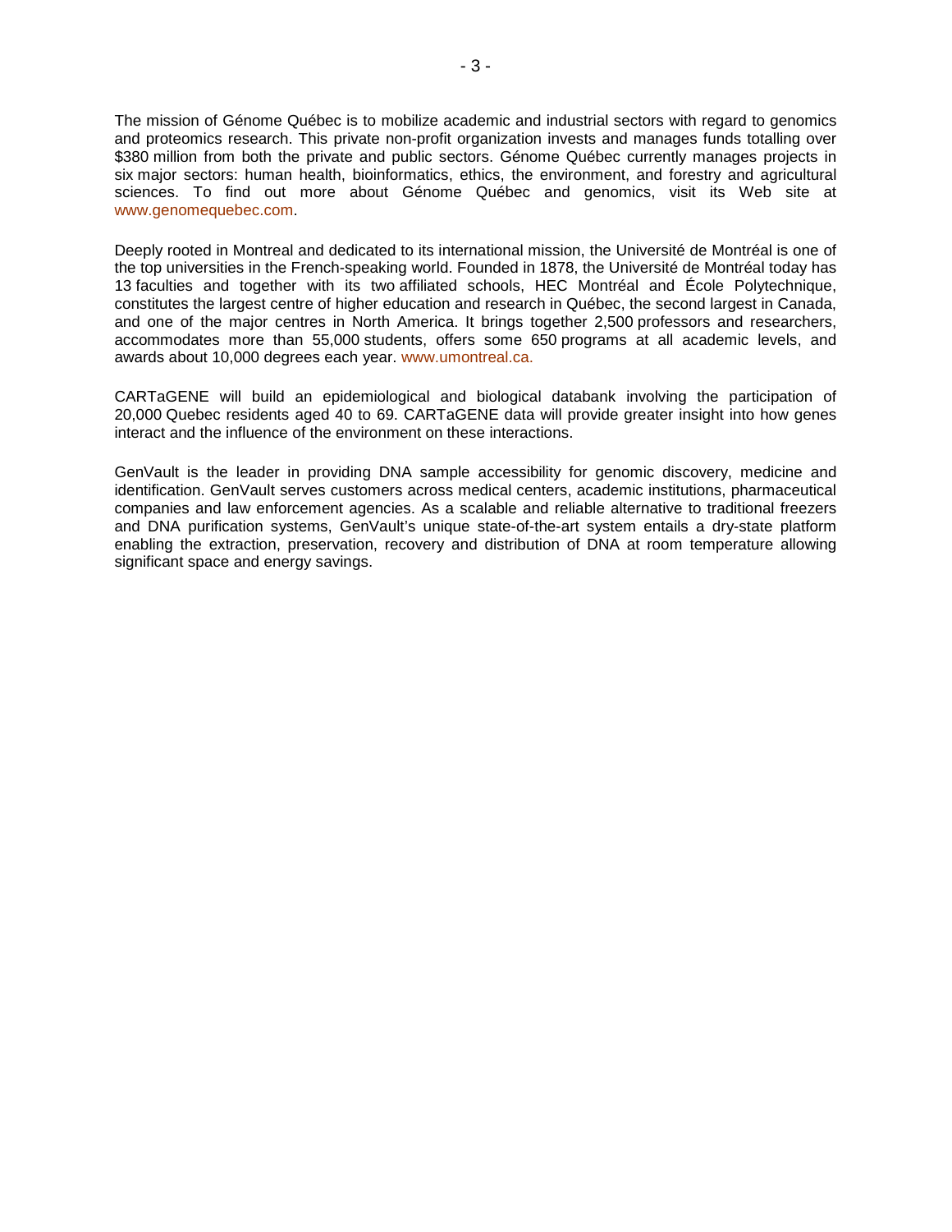The mission of Génome Québec is to mobilize academic and industrial sectors with regard to genomics and proteomics research. This private non-profit organization invests and manages funds totalling over $380 million from both the private and public sectors. Génome Québec currently manages projects in six major sectors: human health, bioinformatics, ethics, the environment, and forestry and agricultural sciences. To find out more about Génome Québec and genomics, visit its Web site at www.genomequebec.com.

Deeply rooted in Montreal and dedicated to its international mission, the Université de Montréal is one of the top universities in the French-speaking world. Founded in 1878, the Université de Montréal today has 13 faculties and together with its two affiliated schools, HEC Montréal and École Polytechnique, constitutes the largest centre of higher education and research in Québec, the second largest in Canada, and one of the major centres in North America. It brings together 2,500 professors and researchers, accommodates more than 55,000 students, offers some 650 programs at all academic levels, and awards about 10,000 degrees each year. www.umontreal.ca.

CARTaGENE will build an epidemiological and biological databank involving the participation of 20,000 Quebec residents aged 40 to 69. CARTaGENE data will provide greater insight into how genes interact and the influence of the environment on these interactions.

GenVault is the leader in providing DNA sample accessibility for genomic discovery, medicine and identification. GenVault serves customers across medical centers, academic institutions, pharmaceutical companies and law enforcement agencies. As a scalable and reliable alternative to traditional freezers and DNA purification systems, GenVault's unique state-of-the-art system entails a dry-state platform enabling the extraction, preservation, recovery and distribution of DNA at room temperature allowing significant space and energy savings.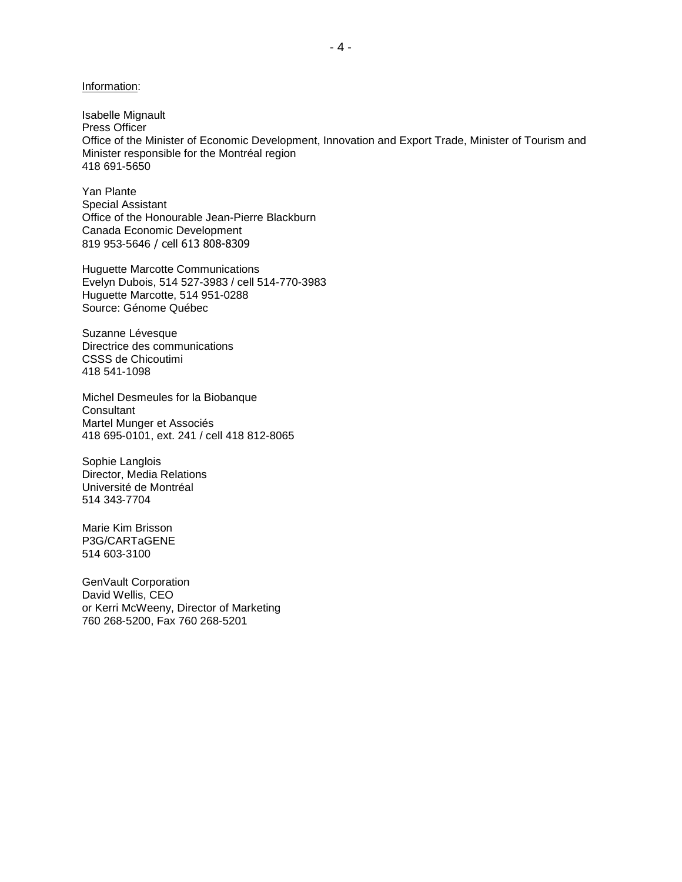<u>Information</u>:

Isabelle Mignault
Press Officer
Office of the Minister of Economic Development, Innovation and Export Trade, Minister of Tourism and Minister responsible for the Montréal region
418 691-5650

Yan Plante
Special Assistant
Office of the Honourable Jean-Pierre Blackburn
Canada Economic Development
819 953-5646 / cell 613 808-8309

Huguette Marcotte Communications
Evelyn Dubois, 514 527-3983 / cell 514-770-3983
Huguette Marcotte, 514 951-0288
Source: Génome Québec

Suzanne Lévesque
Directrice des communications
CSSS de Chicoutimi
418 541-1098

Michel Desmeules for la Biobanque
Consultant
Martel Munger et Associés
418 695-0101, ext. 241 / cell 418 812-8065

Sophie Langlois
Director, Media Relations
Université de Montréal
514 343-7704

Marie Kim Brisson
P3G/CARTaGENE
514 603-3100

GenVault Corporation
David Wellis, CEO
or Kerri McWeeny, Director of Marketing
760 268-5200, Fax 760 268-5201